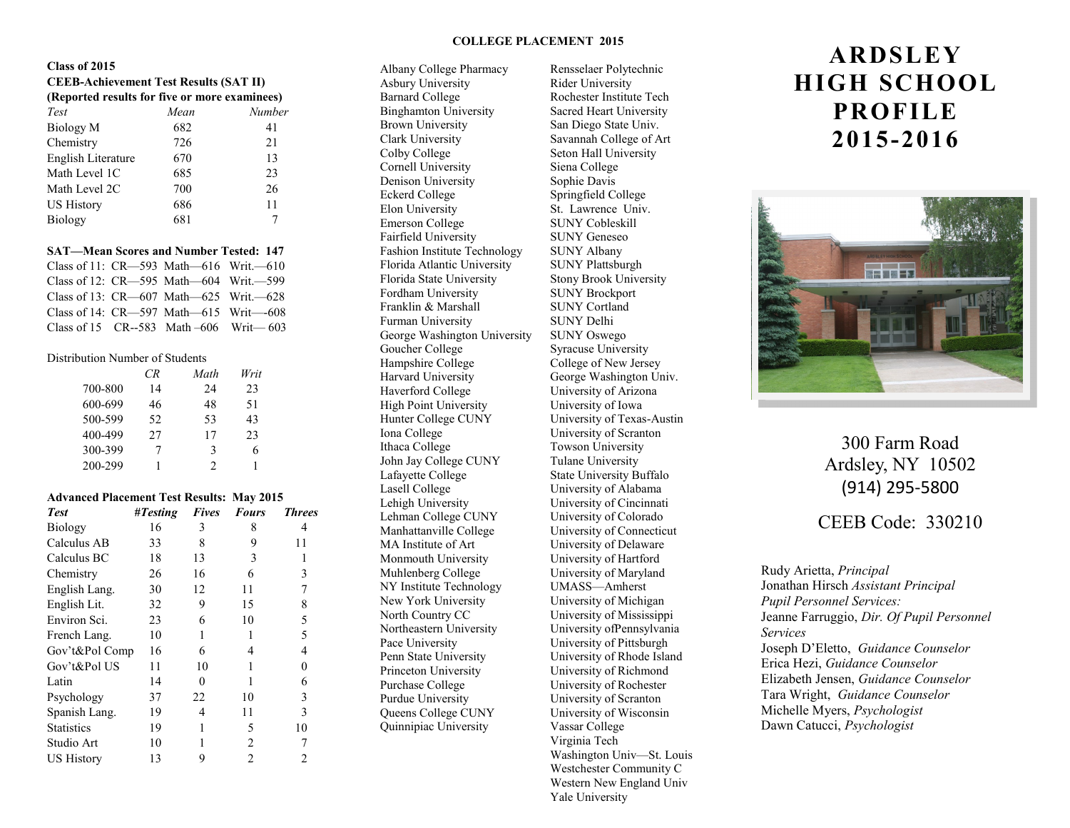**Class of 2015**

**CEEB-Achievement Test Results (SAT II)**

**(Reported results for five or more examinees)**

| *Test* | *Mean* | *Number* |
|---|---|---|
| Biology M | 682 | 41 |
| Chemistry | 726 | 21 |
| English Literature | 670 | 13 |
| Math Level 1C | 685 | 23 |
| Math Level 2C | 700 | 26 |
| US History | 686 | 11 |
| Biology | 681 | 7 |

**SAT—Mean Scores and Number Tested: 147**

Class of 11: CR—593 Math—616 Writ.—610

Class of 12: CR—595 Math—604 Writ.—599

Class of 13: CR—607 Math—625 Writ.—628

Class of 14: CR—597 Math—615 Writ—-608

Class of 15 CR--583 Math –606 Writ— 603

Distribution Number of Students

| | *CR* | *Math* | *Writ* |
|---|---|---|---|
| 700-800 | 14 | 24 | 23 |
| 600-699 | 46 | 48 | 51 |
| 500-599 | 52 | 53 | 43 |
| 400-499 | 27 | 17 | 23 |
| 300-399 | 7 | 3 | 6 |
| 200-299 | 1 | 2 | 1 |

**Advanced Placement Test Results: May 2015**

| ***Test*** | ***#Testing*** | ***Fives*** | ***Fours*** | ***Threes*** |
|---|---|---|---|---|
| Biology | 16 | 3 | 8 | 4 |
| Calculus AB | 33 | 8 | 9 | 11 |
| Calculus BC | 18 | 13 | 3 | 1 |
| Chemistry | 26 | 16 | 6 | 3 |
| English Lang. | 30 | 12 | 11 | 7 |
| English Lit. | 32 | 9 | 15 | 8 |
| Environ Sci. | 23 | 6 | 10 | 5 |
| French Lang. | 10 | 1 | 1 | 5 |
| Gov't&Pol Comp | 16 | 6 | 4 | 4 |
| Gov't&Pol US | 11 | 10 | 1 | 0 |
| Latin | 14 | 0 | 1 | 6 |
| Psychology | 37 | 22 | 10 | 3 |
| Spanish Lang. | 19 | 4 | 11 | 3 |
| Statistics | 19 | 1 | 5 | 10 |
| Studio Art | 10 | 1 | 2 | 7 |
| US History | 13 | 9 | 2 | 2 |

**COLLEGE PLACEMENT 2015**

Albany College Pharmacy
Asbury University
Barnard College
Binghamton University
Brown University
Clark University
Colby College
Cornell University
Denison University
Eckerd College
Elon University
Emerson College
Fairfield University
Fashion Institute Technology
Florida Atlantic University
Florida State University
Fordham University
Franklin & Marshall
Furman University
George Washington University
Goucher College
Hampshire College
Harvard University
Haverford College
High Point University
Hunter College CUNY
Iona College
Ithaca College
John Jay College CUNY
Lafayette College
Lasell College
Lehigh University
Lehman College CUNY
Manhattanville College
MA Institute of Art
Monmouth University
Muhlenberg College
NY Institute Technology
New York University
North Country CC
Northeastern University
Pace University
Penn State University
Princeton University
Purchase College
Purdue University
Queens College CUNY
Quinnipiac University
Rensselaer Polytechnic
Rider University
Rochester Institute Tech
Sacred Heart University
San Diego State Univ.
Savannah College of Art
Seton Hall University
Siena College
Sophie Davis
Springfield College
St. Lawrence Univ.
SUNY Cobleskill
SUNY Geneseo
SUNY Albany
SUNY Plattsburgh
Stony Brook University
SUNY Brockport
SUNY Cortland
SUNY Delhi
SUNY Oswego
Syracuse University
College of New Jersey
George Washington Univ.
University of Arizona
University of Iowa
University of Texas-Austin
University of Scranton
Towson University
Tulane University
State University Buffalo
University of Alabama
University of Cincinnati
University of Colorado
University of Connecticut
University of Delaware
University of Hartford
University of Maryland
UMASS—Amherst
University of Michigan
University of Mississippi
University ofPennsylvania
University of Pittsburgh
University of Rhode Island
University of Richmond
University of Rochester
University of Scranton
University of Wisconsin
Vassar College
Virginia Tech
Washington Univ—St. Louis
Westchester Community C
Western New England Univ
Yale University

# ARDSLEY HIGH SCHOOL PROFILE 2015-2016

300 Farm Road
Ardsley, NY 10502
(914) 295-5800

CEEB Code: 330210

Rudy Arietta, *Principal*
Jonathan Hirsch *Assistant Principal*
*Pupil Personnel Services:*
Jeanne Farruggio, *Dir. Of Pupil Personnel Services*
Joseph D'Eletto, *Guidance Counselor*
Erica Hezi, *Guidance Counselor*
Elizabeth Jensen, *Guidance Counselor*
Tara Wright, *Guidance Counselor*
Michelle Myers, *Psychologist*
Dawn Catucci, *Psychologist*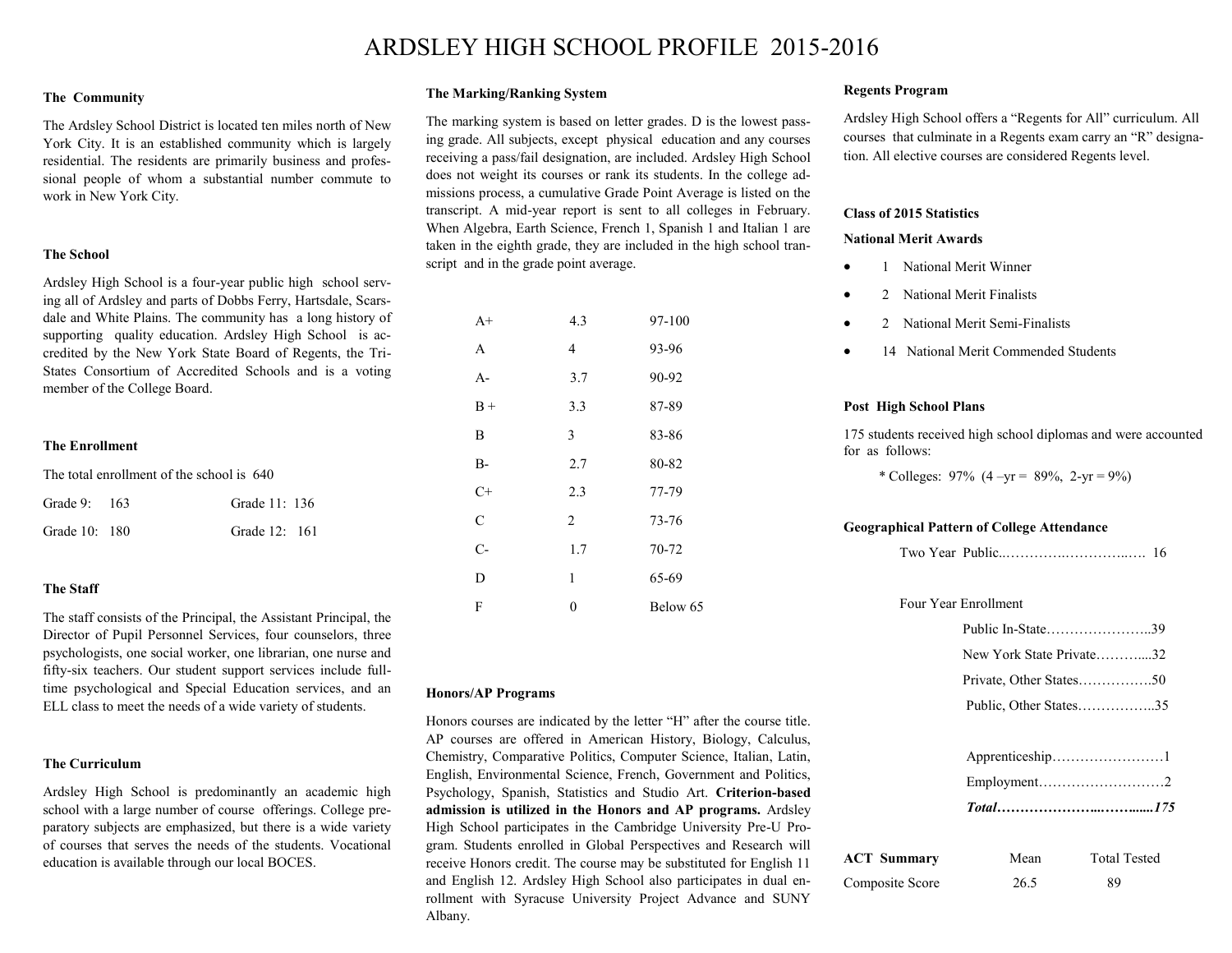# ARDSLEY HIGH SCHOOL PROFILE 2015-2016

### The Community

The Ardsley School District is located ten miles north of New York City. It is an established community which is largely residential. The residents are primarily business and professional people of whom a substantial number commute to work in New York City.

### The School

Ardsley High School is a four-year public high school serving all of Ardsley and parts of Dobbs Ferry, Hartsdale, Scarsdale and White Plains. The community has a long history of supporting quality education. Ardsley High School is accredited by the New York State Board of Regents, the Tri-States Consortium of Accredited Schools and is a voting member of the College Board.

### The Enrollment

The total enrollment of the school is 640

| | |
|---|---|
| Grade 9: 163 | Grade 11: 136 |
| Grade 10: 180 | Grade 12: 161 |

### The Staff

The staff consists of the Principal, the Assistant Principal, the Director of Pupil Personnel Services, four counselors, three psychologists, one social worker, one librarian, one nurse and fifty-six teachers. Our student support services include full-time psychological and Special Education services, and an ELL class to meet the needs of a wide variety of students.

### The Curriculum

Ardsley High School is predominantly an academic high school with a large number of course offerings. College preparatory subjects are emphasized, but there is a wide variety of courses that serves the needs of the students. Vocational education is available through our local BOCES.

### The Marking/Ranking System

The marking system is based on letter grades. D is the lowest passing grade. All subjects, except physical education and any courses receiving a pass/fail designation, are included. Ardsley High School does not weight its courses or rank its students. In the college admissions process, a cumulative Grade Point Average is listed on the transcript. A mid-year report is sent to all colleges in February. When Algebra, Earth Science, French 1, Spanish 1 and Italian 1 are taken in the eighth grade, they are included in the high school transcript and in the grade point average.

| | | |
|---|---|---|
| A+ | 4.3 | 97-100 |
| A | 4 | 93-96 |
| A- | 3.7 | 90-92 |
| B + | 3.3 | 87-89 |
| B | 3 | 83-86 |
| B- | 2.7 | 80-82 |
| C+ | 2.3 | 77-79 |
| C | 2 | 73-76 |
| C- | 1.7 | 70-72 |
| D | 1 | 65-69 |
| F | 0 | Below 65 |

### Honors/AP Programs

Honors courses are indicated by the letter "H" after the course title. AP courses are offered in American History, Biology, Calculus, Chemistry, Comparative Politics, Computer Science, Italian, Latin, English, Environmental Science, French, Government and Politics, Psychology, Spanish, Statistics and Studio Art. **Criterion-based admission is utilized in the Honors and AP programs.** Ardsley High School participates in the Cambridge University Pre-U Program. Students enrolled in Global Perspectives and Research will receive Honors credit. The course may be substituted for English 11 and English 12. Ardsley High School also participates in dual enrollment with Syracuse University Project Advance and SUNY Albany.

### Regents Program

Ardsley High School offers a "Regents for All" curriculum. All courses that culminate in a Regents exam carry an "R" designation. All elective courses are considered Regents level.

### Class of 2015 Statistics

**National Merit Awards**

- 1 National Merit Winner
- 2 National Merit Finalists
- 2 National Merit Semi-Finalists
- 14 National Merit Commended Students

### Post High School Plans

175 students received high school diplomas and were accounted for as follows:

\* Colleges: 97% (4 –yr = 89%, 2-yr = 9%)

### Geographical Pattern of College Attendance

Two Year Public........................... 16

Four Year Enrollment

Public In-State.....................39

New York State Private...........32

Private, Other States...............50

Public, Other States...............35

Apprenticeship.......................1

Employment..........................2

***Total...................................175***

| ACT Summary | Mean | Total Tested |
|---|---|---|
| Composite Score | 26.5 | 89 |